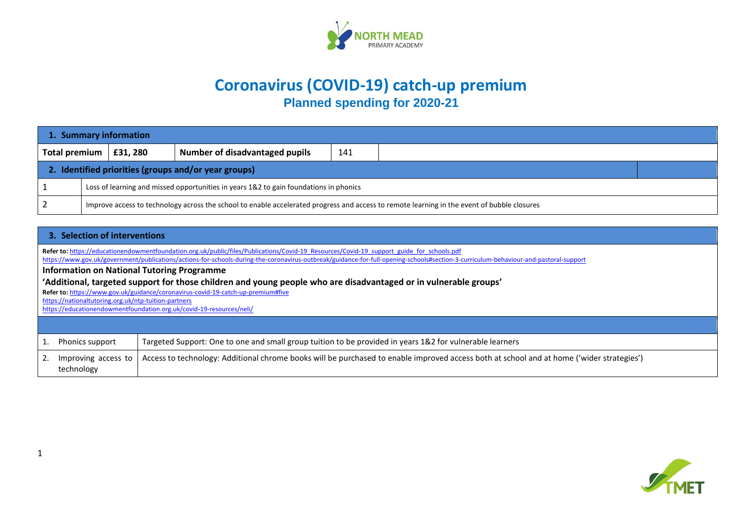# Coronavirus (COVID-19) catch-up premium

## Planned spending for 2020-21

| 1. Summary information | | | |
|---|---|---|---|
| Total premium | £31, 280 | Number of disadvantaged pupils | 141 |

| 2. Identified priorities (groups and/or year groups) | |
|---|---|
| 1 | Loss of learning and missed opportunities in years 1&2 to gain foundations in phonics |
| 2 | Improve access to technology across the school to enable accelerated progress and access to remote learning in the event of bubble closures |

### 3. Selection of interventions

**Refer to:** https://educationendowmentfoundation.org.uk/public/files/Publications/Covid-19_Resources/Covid-19_support_guide_for_schools.pdf
https://www.gov.uk/government/publications/actions-for-schools-during-the-coronavirus-outbreak/guidance-for-full-opening-schools#section-3-curriculum-behaviour-and-pastoral-support

**Information on National Tutoring Programme**

**'Additional, targeted support for those children and young people who are disadvantaged or in vulnerable groups'**

**Refer to:** https://www.gov.uk/guidance/coronavirus-covid-19-catch-up-premium#five
https://nationaltutoring.org.uk/ntp-tuition-partners
https://educationendowmentfoundation.org.uk/covid-19-resources/neli/

| | |
|---|---|
| 1. Phonics support | Targeted Support: One to one and small group tuition to be provided in years 1&2 for vulnerable learners |
| 2. Improving access to technology | Access to technology: Additional chrome books will be purchased to enable improved access both at school and at home ('wider strategies') |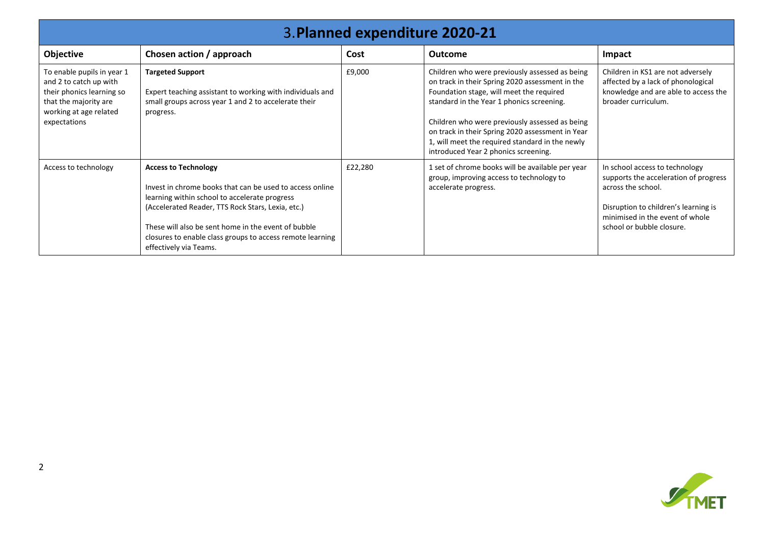## 3. **Planned expenditure 2020-21**

| Objective | Chosen action / approach | Cost | Outcome | Impact |
|---|---|---|---|---|
| To enable pupils in year 1 and 2 to catch up with their phonics learning so that the majority are working at age related expectations | **Targeted Support**<br><br>Expert teaching assistant to working with individuals and small groups across year 1 and 2 to accelerate their progress. | £9,000 | Children who were previously assessed as being on track in their Spring 2020 assessment in the Foundation stage, will meet the required standard in the Year 1 phonics screening.<br><br>Children who were previously assessed as being on track in their Spring 2020 assessment in Year 1, will meet the required standard in the newly introduced Year 2 phonics screening. | Children in KS1 are not adversely affected by a lack of phonological knowledge and are able to access the broader curriculum. |
| Access to technology | **Access to Technology**<br><br>Invest in chrome books that can be used to access online learning within school to accelerate progress (Accelerated Reader, TTS Rock Stars, Lexia, etc.)<br><br>These will also be sent home in the event of bubble closures to enable class groups to access remote learning effectively via Teams. | £22,280 | 1 set of chrome books will be available per year group, improving access to technology to accelerate progress. | In school access to technology supports the acceleration of progress across the school.<br><br>Disruption to children's learning is minimised in the event of whole school or bubble closure. |